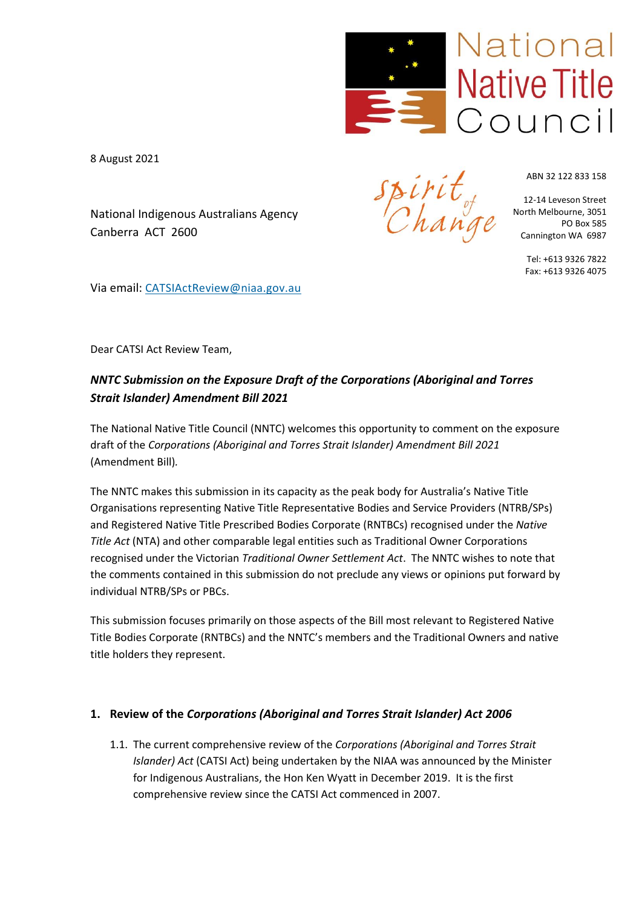National Native Title Council

8 August 2021

Spirit of Change

ABN 32 122 833 158

12-14 Leveson Street
North Melbourne, 3051
PO Box 585
Cannington WA 6987

Tel: +613 9326 7822
Fax: +613 9326 4075

National Indigenous Australians Agency
Canberra ACT 2600

Via email: CATSIActReview@niaa.gov.au

Dear CATSI Act Review Team,

***NNTC Submission on the Exposure Draft of the Corporations (Aboriginal and Torres Strait Islander) Amendment Bill 2021***

The National Native Title Council (NNTC) welcomes this opportunity to comment on the exposure draft of the *Corporations (Aboriginal and Torres Strait Islander) Amendment Bill 2021* (Amendment Bill).

The NNTC makes this submission in its capacity as the peak body for Australia's Native Title Organisations representing Native Title Representative Bodies and Service Providers (NTRB/SPs) and Registered Native Title Prescribed Bodies Corporate (RNTBCs) recognised under the *Native Title Act* (NTA) and other comparable legal entities such as Traditional Owner Corporations recognised under the Victorian *Traditional Owner Settlement Act*. The NNTC wishes to note that the comments contained in this submission do not preclude any views or opinions put forward by individual NTRB/SPs or PBCs.

This submission focuses primarily on those aspects of the Bill most relevant to Registered Native Title Bodies Corporate (RNTBCs) and the NNTC's members and the Traditional Owners and native title holders they represent.

## 1. Review of the *Corporations (Aboriginal and Torres Strait Islander) Act 2006*

1.1. The current comprehensive review of the *Corporations (Aboriginal and Torres Strait Islander) Act* (CATSI Act) being undertaken by the NIAA was announced by the Minister for Indigenous Australians, the Hon Ken Wyatt in December 2019. It is the first comprehensive review since the CATSI Act commenced in 2007.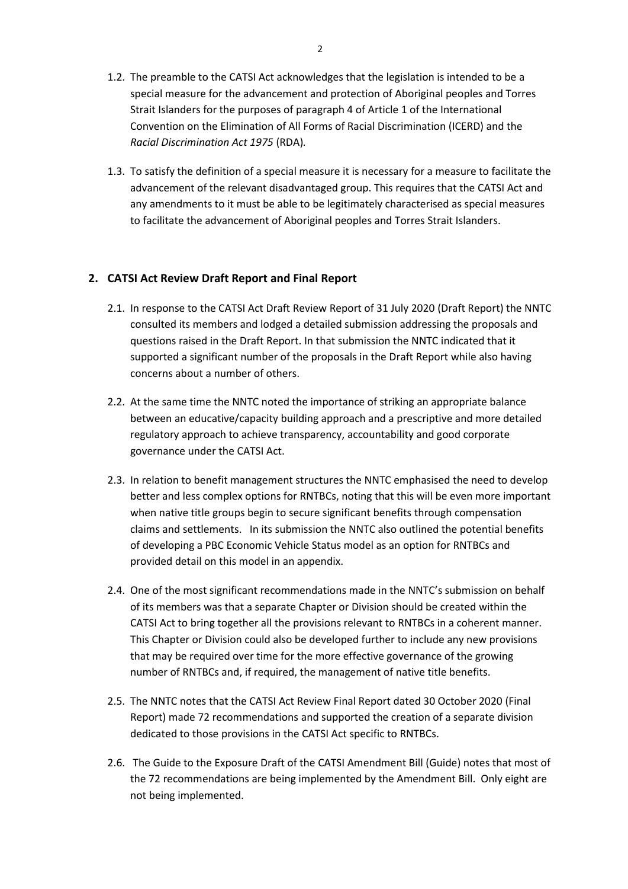1.2. The preamble to the CATSI Act acknowledges that the legislation is intended to be a special measure for the advancement and protection of Aboriginal peoples and Torres Strait Islanders for the purposes of paragraph 4 of Article 1 of the International Convention on the Elimination of All Forms of Racial Discrimination (ICERD) and the *Racial Discrimination Act 1975* (RDA).

1.3. To satisfy the definition of a special measure it is necessary for a measure to facilitate the advancement of the relevant disadvantaged group. This requires that the CATSI Act and any amendments to it must be able to be legitimately characterised as special measures to facilitate the advancement of Aboriginal peoples and Torres Strait Islanders.

## 2. CATSI Act Review Draft Report and Final Report

2.1. In response to the CATSI Act Draft Review Report of 31 July 2020 (Draft Report) the NNTC consulted its members and lodged a detailed submission addressing the proposals and questions raised in the Draft Report. In that submission the NNTC indicated that it supported a significant number of the proposals in the Draft Report while also having concerns about a number of others.

2.2. At the same time the NNTC noted the importance of striking an appropriate balance between an educative/capacity building approach and a prescriptive and more detailed regulatory approach to achieve transparency, accountability and good corporate governance under the CATSI Act.

2.3. In relation to benefit management structures the NNTC emphasised the need to develop better and less complex options for RNTBCs, noting that this will be even more important when native title groups begin to secure significant benefits through compensation claims and settlements. In its submission the NNTC also outlined the potential benefits of developing a PBC Economic Vehicle Status model as an option for RNTBCs and provided detail on this model in an appendix.

2.4. One of the most significant recommendations made in the NNTC's submission on behalf of its members was that a separate Chapter or Division should be created within the CATSI Act to bring together all the provisions relevant to RNTBCs in a coherent manner. This Chapter or Division could also be developed further to include any new provisions that may be required over time for the more effective governance of the growing number of RNTBCs and, if required, the management of native title benefits.

2.5. The NNTC notes that the CATSI Act Review Final Report dated 30 October 2020 (Final Report) made 72 recommendations and supported the creation of a separate division dedicated to those provisions in the CATSI Act specific to RNTBCs.

2.6. The Guide to the Exposure Draft of the CATSI Amendment Bill (Guide) notes that most of the 72 recommendations are being implemented by the Amendment Bill. Only eight are not being implemented.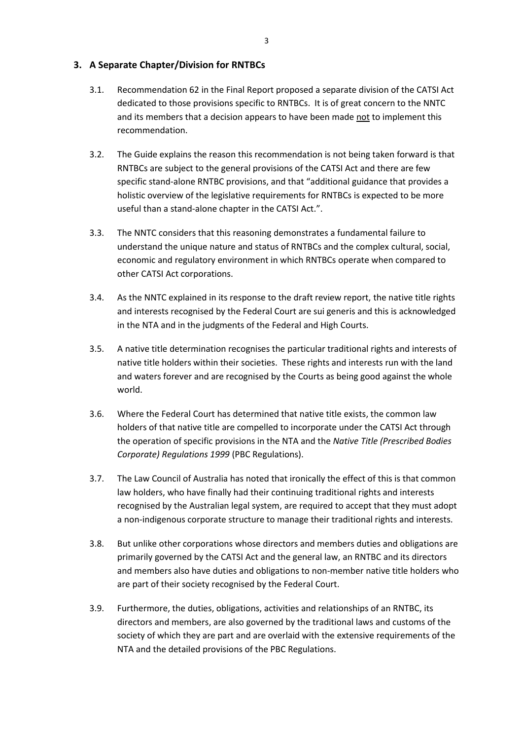## 3. A Separate Chapter/Division for RNTBCs

3.1. Recommendation 62 in the Final Report proposed a separate division of the CATSI Act dedicated to those provisions specific to RNTBCs. It is of great concern to the NNTC and its members that a decision appears to have been made <u>not</u> to implement this recommendation.

3.2. The Guide explains the reason this recommendation is not being taken forward is that RNTBCs are subject to the general provisions of the CATSI Act and there are few specific stand-alone RNTBC provisions, and that "additional guidance that provides a holistic overview of the legislative requirements for RNTBCs is expected to be more useful than a stand-alone chapter in the CATSI Act.".

3.3. The NNTC considers that this reasoning demonstrates a fundamental failure to understand the unique nature and status of RNTBCs and the complex cultural, social, economic and regulatory environment in which RNTBCs operate when compared to other CATSI Act corporations.

3.4. As the NNTC explained in its response to the draft review report, the native title rights and interests recognised by the Federal Court are sui generis and this is acknowledged in the NTA and in the judgments of the Federal and High Courts.

3.5. A native title determination recognises the particular traditional rights and interests of native title holders within their societies. These rights and interests run with the land and waters forever and are recognised by the Courts as being good against the whole world.

3.6. Where the Federal Court has determined that native title exists, the common law holders of that native title are compelled to incorporate under the CATSI Act through the operation of specific provisions in the NTA and the *Native Title (Prescribed Bodies Corporate) Regulations 1999* (PBC Regulations).

3.7. The Law Council of Australia has noted that ironically the effect of this is that common law holders, who have finally had their continuing traditional rights and interests recognised by the Australian legal system, are required to accept that they must adopt a non-indigenous corporate structure to manage their traditional rights and interests.

3.8. But unlike other corporations whose directors and members duties and obligations are primarily governed by the CATSI Act and the general law, an RNTBC and its directors and members also have duties and obligations to non-member native title holders who are part of their society recognised by the Federal Court.

3.9. Furthermore, the duties, obligations, activities and relationships of an RNTBC, its directors and members, are also governed by the traditional laws and customs of the society of which they are part and are overlaid with the extensive requirements of the NTA and the detailed provisions of the PBC Regulations.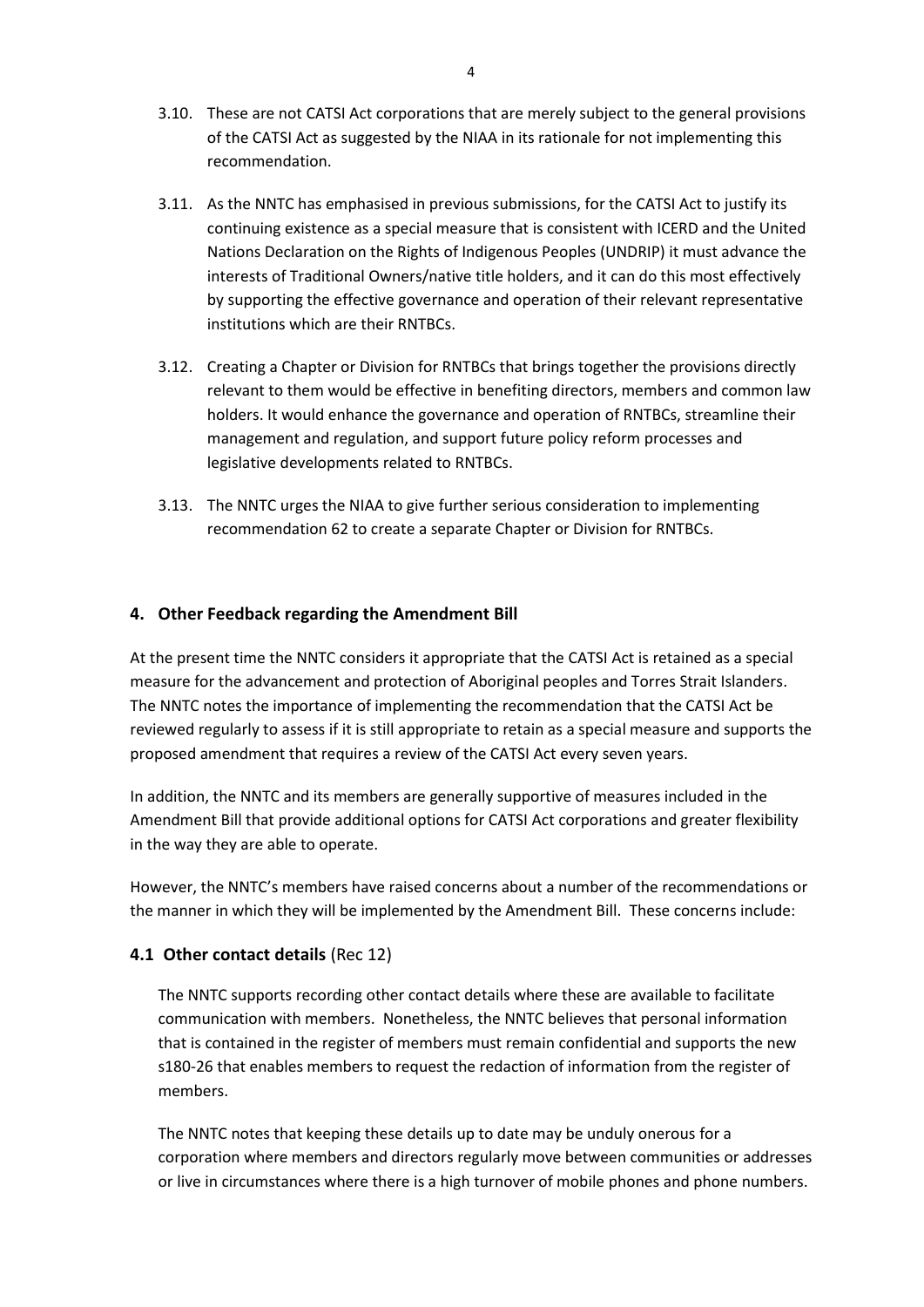3.10. These are not CATSI Act corporations that are merely subject to the general provisions of the CATSI Act as suggested by the NIAA in its rationale for not implementing this recommendation.

3.11. As the NNTC has emphasised in previous submissions, for the CATSI Act to justify its continuing existence as a special measure that is consistent with ICERD and the United Nations Declaration on the Rights of Indigenous Peoples (UNDRIP) it must advance the interests of Traditional Owners/native title holders, and it can do this most effectively by supporting the effective governance and operation of their relevant representative institutions which are their RNTBCs.

3.12. Creating a Chapter or Division for RNTBCs that brings together the provisions directly relevant to them would be effective in benefiting directors, members and common law holders. It would enhance the governance and operation of RNTBCs, streamline their management and regulation, and support future policy reform processes and legislative developments related to RNTBCs.

3.13. The NNTC urges the NIAA to give further serious consideration to implementing recommendation 62 to create a separate Chapter or Division for RNTBCs.

## 4. Other Feedback regarding the Amendment Bill

At the present time the NNTC considers it appropriate that the CATSI Act is retained as a special measure for the advancement and protection of Aboriginal peoples and Torres Strait Islanders. The NNTC notes the importance of implementing the recommendation that the CATSI Act be reviewed regularly to assess if it is still appropriate to retain as a special measure and supports the proposed amendment that requires a review of the CATSI Act every seven years.

In addition, the NNTC and its members are generally supportive of measures included in the Amendment Bill that provide additional options for CATSI Act corporations and greater flexibility in the way they are able to operate.

However, the NNTC's members have raised concerns about a number of the recommendations or the manner in which they will be implemented by the Amendment Bill. These concerns include:

### 4.1 Other contact details (Rec 12)

The NNTC supports recording other contact details where these are available to facilitate communication with members. Nonetheless, the NNTC believes that personal information that is contained in the register of members must remain confidential and supports the new s180-26 that enables members to request the redaction of information from the register of members.

The NNTC notes that keeping these details up to date may be unduly onerous for a corporation where members and directors regularly move between communities or addresses or live in circumstances where there is a high turnover of mobile phones and phone numbers.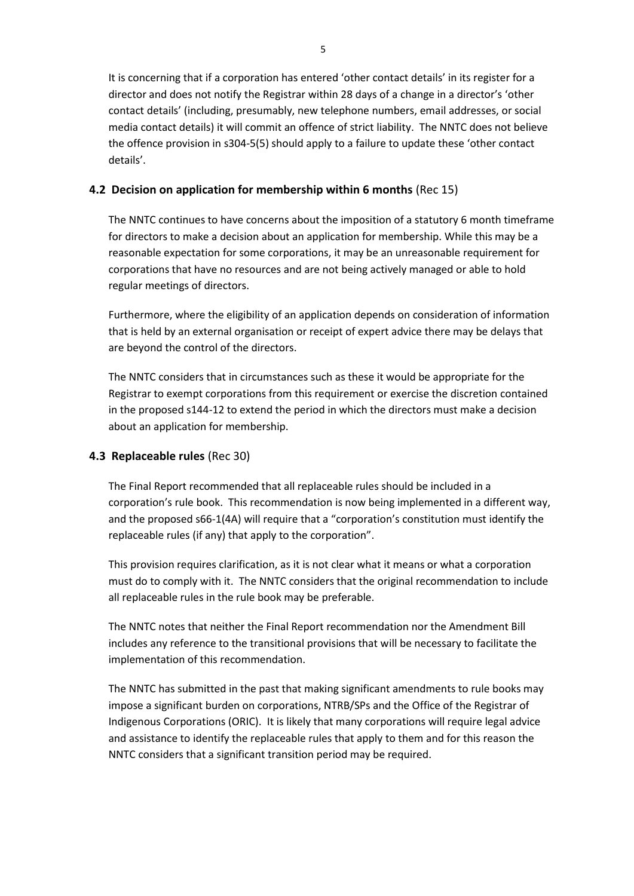It is concerning that if a corporation has entered 'other contact details' in its register for a director and does not notify the Registrar within 28 days of a change in a director's 'other contact details' (including, presumably, new telephone numbers, email addresses, or social media contact details) it will commit an offence of strict liability. The NNTC does not believe the offence provision in s304-5(5) should apply to a failure to update these 'other contact details'.

### 4.2 Decision on application for membership within 6 months (Rec 15)

The NNTC continues to have concerns about the imposition of a statutory 6 month timeframe for directors to make a decision about an application for membership. While this may be a reasonable expectation for some corporations, it may be an unreasonable requirement for corporations that have no resources and are not being actively managed or able to hold regular meetings of directors.

Furthermore, where the eligibility of an application depends on consideration of information that is held by an external organisation or receipt of expert advice there may be delays that are beyond the control of the directors.

The NNTC considers that in circumstances such as these it would be appropriate for the Registrar to exempt corporations from this requirement or exercise the discretion contained in the proposed s144-12 to extend the period in which the directors must make a decision about an application for membership.

### 4.3 Replaceable rules (Rec 30)

The Final Report recommended that all replaceable rules should be included in a corporation's rule book. This recommendation is now being implemented in a different way, and the proposed s66-1(4A) will require that a "corporation's constitution must identify the replaceable rules (if any) that apply to the corporation".

This provision requires clarification, as it is not clear what it means or what a corporation must do to comply with it. The NNTC considers that the original recommendation to include all replaceable rules in the rule book may be preferable.

The NNTC notes that neither the Final Report recommendation nor the Amendment Bill includes any reference to the transitional provisions that will be necessary to facilitate the implementation of this recommendation.

The NNTC has submitted in the past that making significant amendments to rule books may impose a significant burden on corporations, NTRB/SPs and the Office of the Registrar of Indigenous Corporations (ORIC). It is likely that many corporations will require legal advice and assistance to identify the replaceable rules that apply to them and for this reason the NNTC considers that a significant transition period may be required.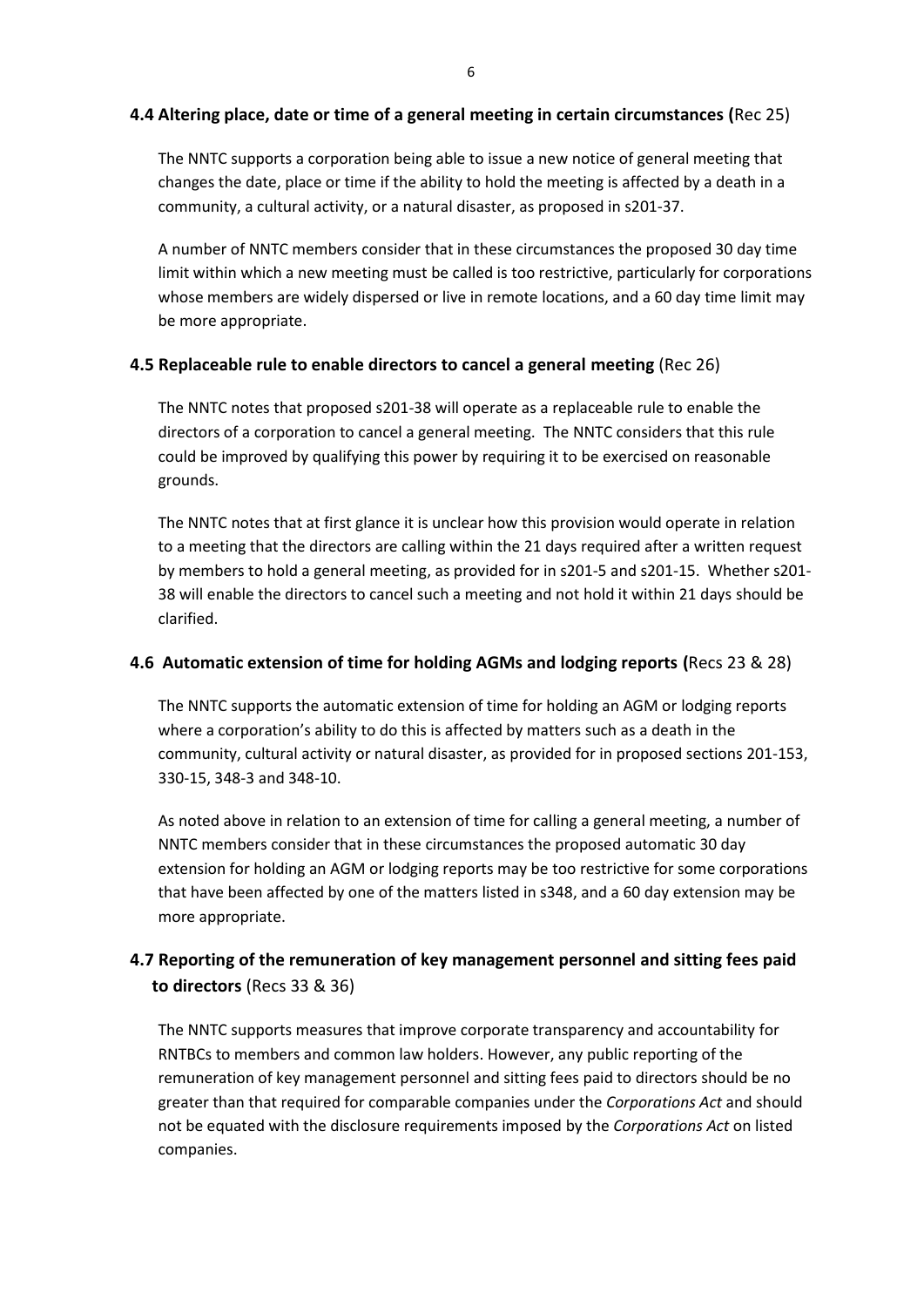### 4.4 Altering place, date or time of a general meeting in certain circumstances (Rec 25)

The NNTC supports a corporation being able to issue a new notice of general meeting that changes the date, place or time if the ability to hold the meeting is affected by a death in a community, a cultural activity, or a natural disaster, as proposed in s201-37.

A number of NNTC members consider that in these circumstances the proposed 30 day time limit within which a new meeting must be called is too restrictive, particularly for corporations whose members are widely dispersed or live in remote locations, and a 60 day time limit may be more appropriate.

### 4.5 Replaceable rule to enable directors to cancel a general meeting (Rec 26)

The NNTC notes that proposed s201-38 will operate as a replaceable rule to enable the directors of a corporation to cancel a general meeting. The NNTC considers that this rule could be improved by qualifying this power by requiring it to be exercised on reasonable grounds.

The NNTC notes that at first glance it is unclear how this provision would operate in relation to a meeting that the directors are calling within the 21 days required after a written request by members to hold a general meeting, as provided for in s201-5 and s201-15. Whether s201-38 will enable the directors to cancel such a meeting and not hold it within 21 days should be clarified.

### 4.6 Automatic extension of time for holding AGMs and lodging reports (Recs 23 & 28)

The NNTC supports the automatic extension of time for holding an AGM or lodging reports where a corporation's ability to do this is affected by matters such as a death in the community, cultural activity or natural disaster, as provided for in proposed sections 201-153, 330-15, 348-3 and 348-10.

As noted above in relation to an extension of time for calling a general meeting, a number of NNTC members consider that in these circumstances the proposed automatic 30 day extension for holding an AGM or lodging reports may be too restrictive for some corporations that have been affected by one of the matters listed in s348, and a 60 day extension may be more appropriate.

### 4.7 Reporting of the remuneration of key management personnel and sitting fees paid to directors (Recs 33 & 36)

The NNTC supports measures that improve corporate transparency and accountability for RNTBCs to members and common law holders. However, any public reporting of the remuneration of key management personnel and sitting fees paid to directors should be no greater than that required for comparable companies under the *Corporations Act* and should not be equated with the disclosure requirements imposed by the *Corporations Act* on listed companies.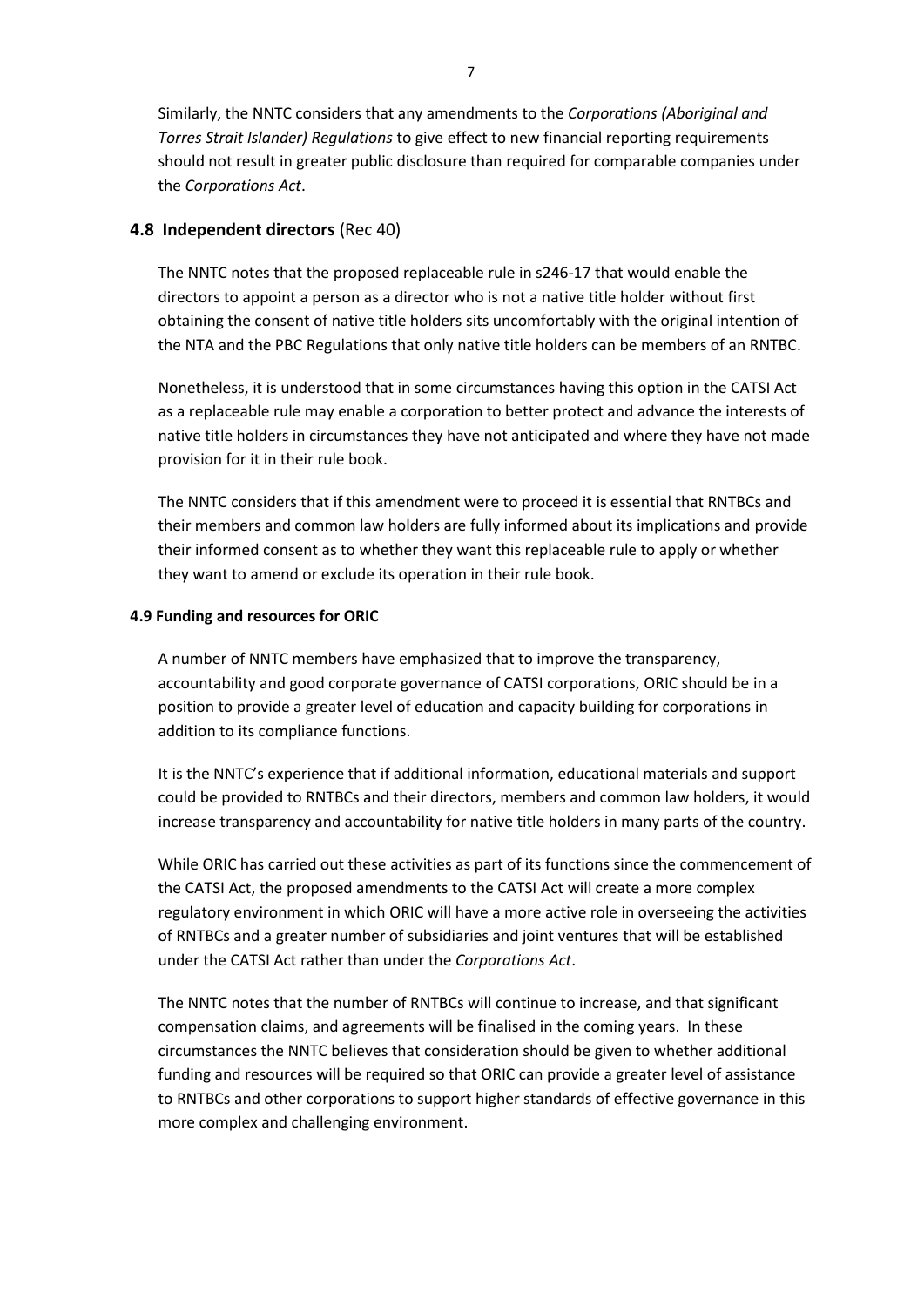Similarly, the NNTC considers that any amendments to the *Corporations (Aboriginal and Torres Strait Islander) Regulations* to give effect to new financial reporting requirements should not result in greater public disclosure than required for comparable companies under the *Corporations Act*.

### 4.8 Independent directors (Rec 40)

The NNTC notes that the proposed replaceable rule in s246-17 that would enable the directors to appoint a person as a director who is not a native title holder without first obtaining the consent of native title holders sits uncomfortably with the original intention of the NTA and the PBC Regulations that only native title holders can be members of an RNTBC.

Nonetheless, it is understood that in some circumstances having this option in the CATSI Act as a replaceable rule may enable a corporation to better protect and advance the interests of native title holders in circumstances they have not anticipated and where they have not made provision for it in their rule book.

The NNTC considers that if this amendment were to proceed it is essential that RNTBCs and their members and common law holders are fully informed about its implications and provide their informed consent as to whether they want this replaceable rule to apply or whether they want to amend or exclude its operation in their rule book.

### 4.9 Funding and resources for ORIC

A number of NNTC members have emphasized that to improve the transparency, accountability and good corporate governance of CATSI corporations, ORIC should be in a position to provide a greater level of education and capacity building for corporations in addition to its compliance functions.

It is the NNTC's experience that if additional information, educational materials and support could be provided to RNTBCs and their directors, members and common law holders, it would increase transparency and accountability for native title holders in many parts of the country.

While ORIC has carried out these activities as part of its functions since the commencement of the CATSI Act, the proposed amendments to the CATSI Act will create a more complex regulatory environment in which ORIC will have a more active role in overseeing the activities of RNTBCs and a greater number of subsidiaries and joint ventures that will be established under the CATSI Act rather than under the *Corporations Act*.

The NNTC notes that the number of RNTBCs will continue to increase, and that significant compensation claims, and agreements will be finalised in the coming years. In these circumstances the NNTC believes that consideration should be given to whether additional funding and resources will be required so that ORIC can provide a greater level of assistance to RNTBCs and other corporations to support higher standards of effective governance in this more complex and challenging environment.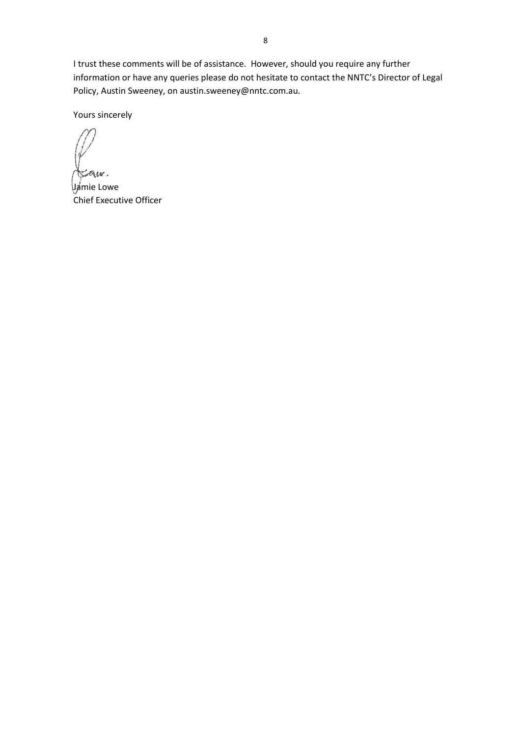I trust these comments will be of assistance. However, should you require any further information or have any queries please do not hesitate to contact the NNTC's Director of Legal Policy, Austin Sweeney, on austin.sweeney@nntc.com.au.

Yours sincerely

Jamie Lowe
Chief Executive Officer